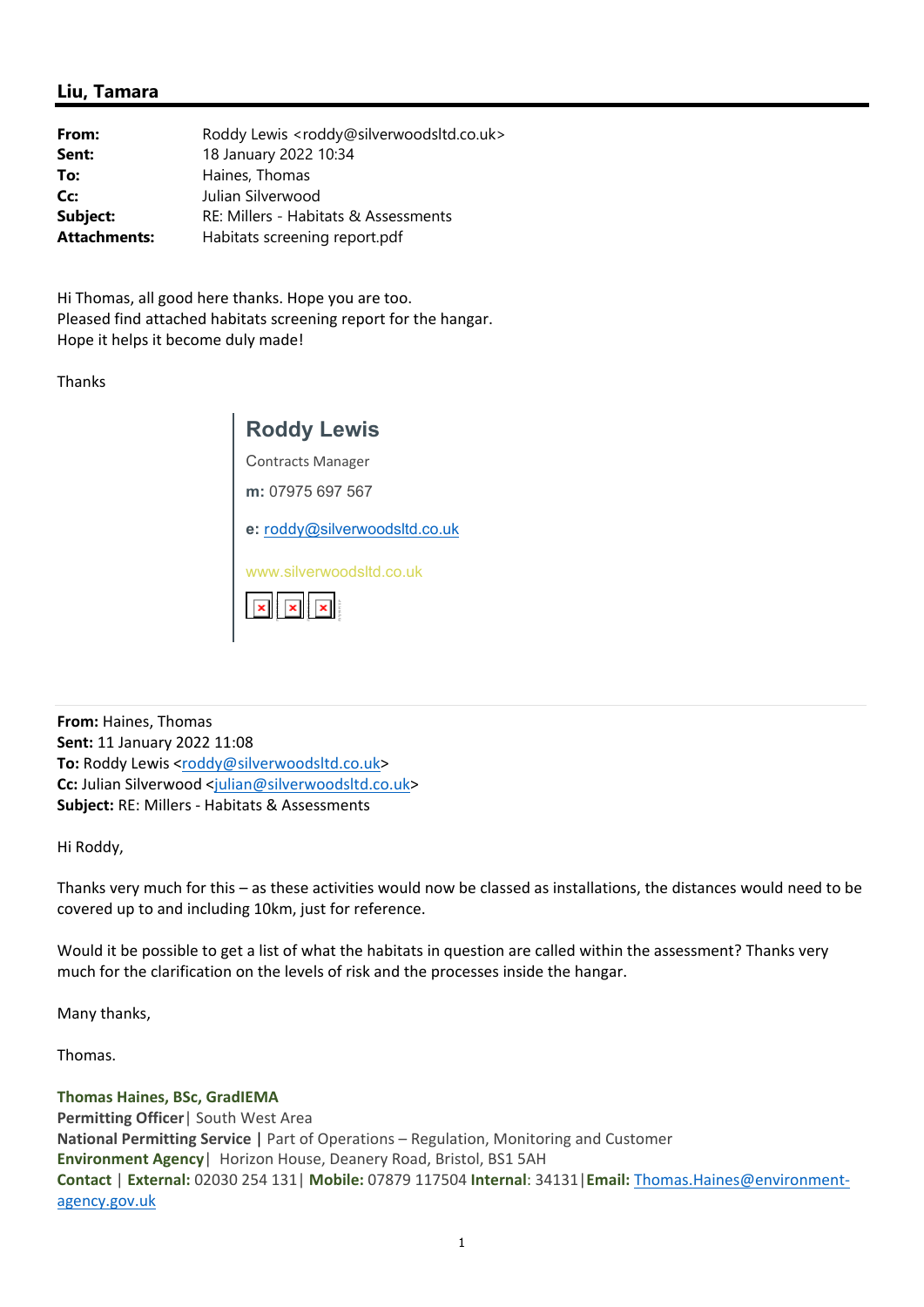## Liu, Tamara

| | |
|---|---|
| **From:** | Roddy Lewis <roddy@silverwoodsltd.co.uk> |
| **Sent:** | 18 January 2022 10:34 |
| **To:** | Haines, Thomas |
| **Cc:** | Julian Silverwood |
| **Subject:** | RE: Millers - Habitats & Assessments |
| **Attachments:** | Habitats screening report.pdf |

Hi Thomas, all good here thanks. Hope you are too.
Pleased find attached habitats screening report for the hangar.
Hope it helps it become duly made!

Thanks

**Roddy Lewis**

Contracts Manager

**m:** 07975 697 567

**e:** roddy@silverwoodsltd.co.uk

www.silverwoodsltd.co.uk

---

**From:** Haines, Thomas
**Sent:** 11 January 2022 11:08
**To:** Roddy Lewis <roddy@silverwoodsltd.co.uk>
**Cc:** Julian Silverwood <julian@silverwoodsltd.co.uk>
**Subject:** RE: Millers - Habitats & Assessments

Hi Roddy,

Thanks very much for this – as these activities would now be classed as installations, the distances would need to be covered up to and including 10km, just for reference.

Would it be possible to get a list of what the habitats in question are called within the assessment? Thanks very much for the clarification on the levels of risk and the processes inside the hangar.

Many thanks,

Thomas.

**Thomas Haines, BSc, GradIEMA**
**Permitting Officer**| South West Area
**National Permitting Service** | Part of Operations – Regulation, Monitoring and Customer
**Environment Agency**| Horizon House, Deanery Road, Bristol, BS1 5AH
**Contact** | **External:** 02030 254 131| **Mobile:** 07879 117504 **Internal**: 34131|**Email:** Thomas.Haines@environment-agency.gov.uk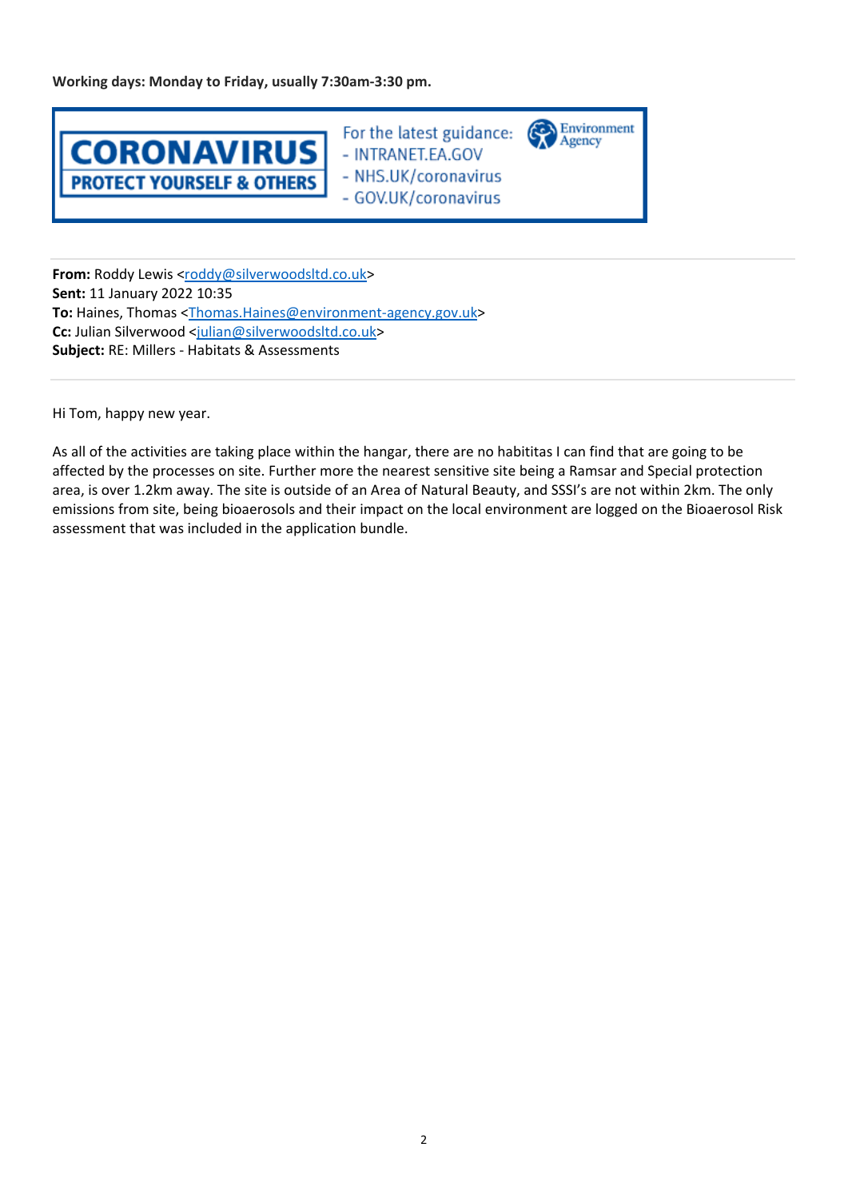**Working days: Monday to Friday, usually 7:30am-3:30 pm.**

CORONAVIRUS
PROTECT YOURSELF & OTHERS

For the latest guidance:
- INTRANET.EA.GOV
- NHS.UK/coronavirus
- GOV.UK/coronavirus

Environment Agency

---

**From:** Roddy Lewis <roddy@silverwoodsltd.co.uk>
**Sent:** 11 January 2022 10:35
**To:** Haines, Thomas <Thomas.Haines@environment-agency.gov.uk>
**Cc:** Julian Silverwood <julian@silverwoodsltd.co.uk>
**Subject:** RE: Millers - Habitats & Assessments

---

Hi Tom, happy new year.

As all of the activities are taking place within the hangar, there are no habititas I can find that are going to be affected by the processes on site. Further more the nearest sensitive site being a Ramsar and Special protection area, is over 1.2km away. The site is outside of an Area of Natural Beauty, and SSSI's are not within 2km. The only emissions from site, being bioaerosols and their impact on the local environment are logged on the Bioaerosol Risk assessment that was included in the application bundle.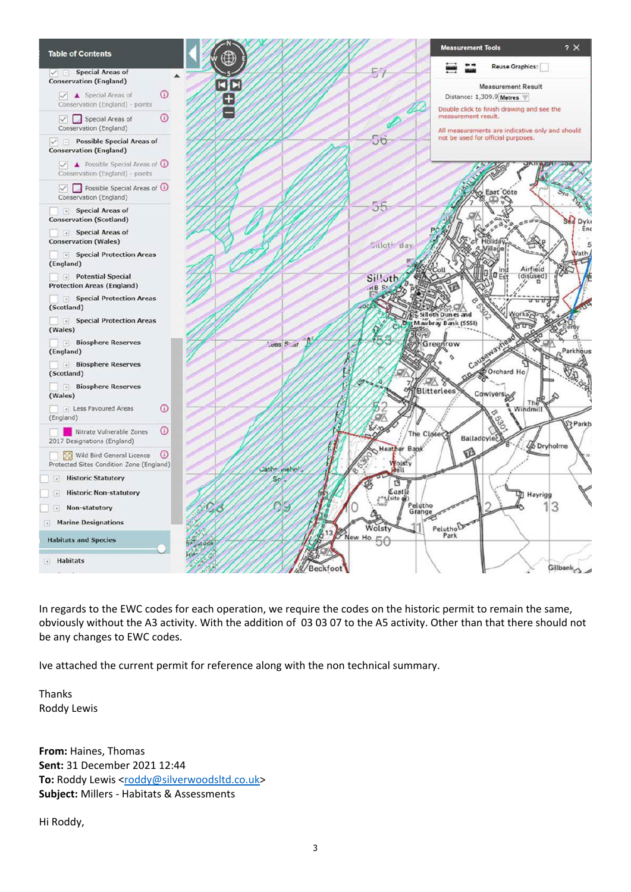In regards to the EWC codes for each operation, we require the codes on the historic permit to remain the same, obviously without the A3 activity. With the addition of 03 03 07 to the A5 activity. Other than that there should not be any changes to EWC codes.

Ive attached the current permit for reference along with the non technical summary.

Thanks
Roddy Lewis

**From:** Haines, Thomas
**Sent:** 31 December 2021 12:44
**To:** Roddy Lewis <roddy@silverwoodsltd.co.uk>
**Subject:** Millers - Habitats & Assessments

Hi Roddy,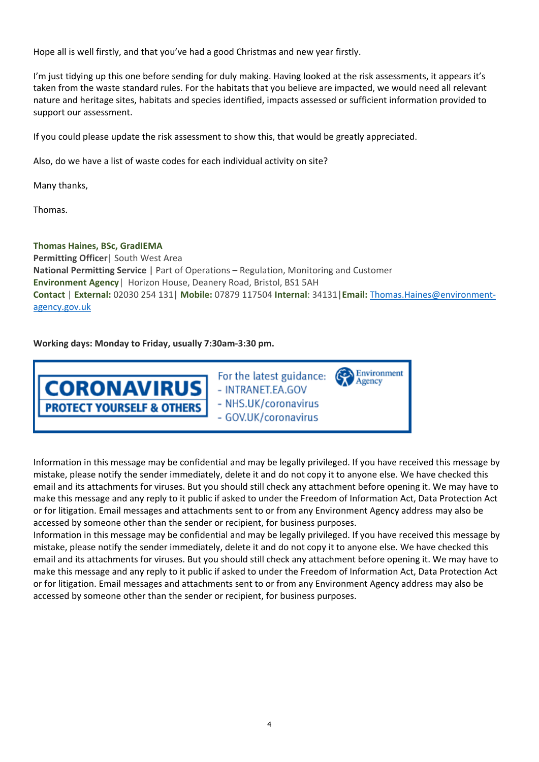Hope all is well firstly, and that you've had a good Christmas and new year firstly.

I'm just tidying up this one before sending for duly making. Having looked at the risk assessments, it appears it's taken from the waste standard rules. For the habitats that you believe are impacted, we would need all relevant nature and heritage sites, habitats and species identified, impacts assessed or sufficient information provided to support our assessment.

If you could please update the risk assessment to show this, that would be greatly appreciated.

Also, do we have a list of waste codes for each individual activity on site?

Many thanks,

Thomas.

**Thomas Haines, BSc, GradIEMA**
**Permitting Officer**| South West Area
**National Permitting Service** | Part of Operations – Regulation, Monitoring and Customer
**Environment Agency**| Horizon House, Deanery Road, Bristol, BS1 5AH
**Contact** | **External:** 02030 254 131| **Mobile:** 07879 117504 **Internal**: 34131|**Email:** Thomas.Haines@environment-agency.gov.uk

**Working days: Monday to Friday, usually 7:30am-3:30 pm.**

CORONAVIRUS
PROTECT YOURSELF & OTHERS

For the latest guidance:
- INTRANET.EA.GOV
- NHS.UK/coronavirus
- GOV.UK/coronavirus

Environment Agency

Information in this message may be confidential and may be legally privileged. If you have received this message by mistake, please notify the sender immediately, delete it and do not copy it to anyone else. We have checked this email and its attachments for viruses. But you should still check any attachment before opening it. We may have to make this message and any reply to it public if asked to under the Freedom of Information Act, Data Protection Act or for litigation. Email messages and attachments sent to or from any Environment Agency address may also be accessed by someone other than the sender or recipient, for business purposes.
Information in this message may be confidential and may be legally privileged. If you have received this message by mistake, please notify the sender immediately, delete it and do not copy it to anyone else. We have checked this email and its attachments for viruses. But you should still check any attachment before opening it. We may have to make this message and any reply to it public if asked to under the Freedom of Information Act, Data Protection Act or for litigation. Email messages and attachments sent to or from any Environment Agency address may also be accessed by someone other than the sender or recipient, for business purposes.